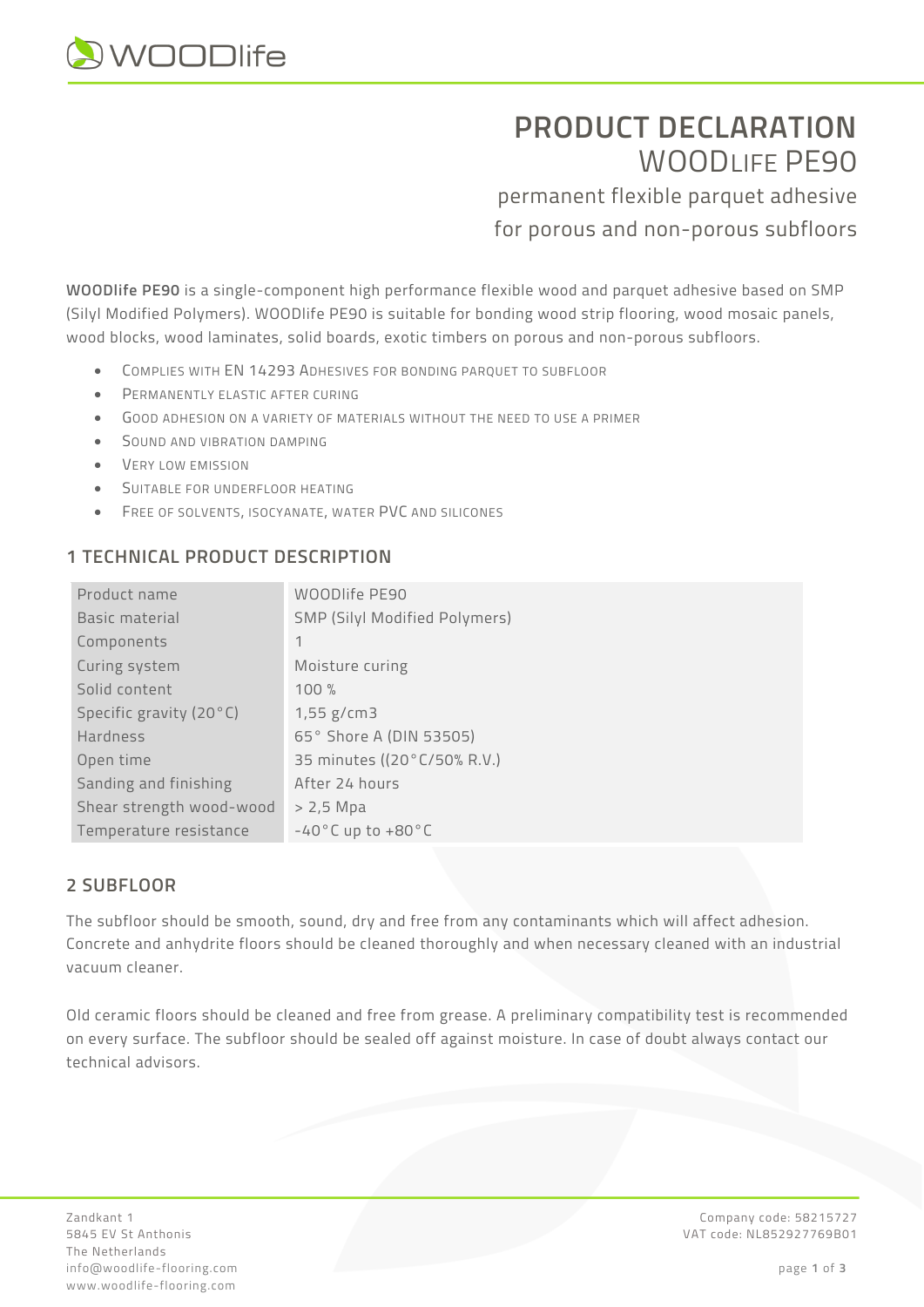# PRODUCT DECLARATION

## WOODLIFE PE90

permanent flexible parquet adhesive

for porous and non-porous subfloors

**WOODlife PE90** is a single-component high performance flexible wood and parquet adhesive based on SMP (Silyl Modified Polymers). WOODlife PE90 is suitable for bonding wood strip flooring, wood mosaic panels, wood blocks, wood laminates, solid boards, exotic timbers on porous and non-porous subfloors.

- COMPLIES WITH EN 14293 ADHESIVES FOR BONDING PARQUET TO SUBFLOOR
- PERMANENTLY ELASTIC AFTER CURING
- GOOD ADHESION ON A VARIETY OF MATERIALS WITHOUT THE NEED TO USE A PRIMER
- SOUND AND VIBRATION DAMPING
- VERY LOW EMISSION
- SUITABLE FOR UNDERFLOOR HEATING
- FREE OF SOLVENTS, ISOCYANATE, WATER PVC AND SILICONES

## 1 TECHNICAL PRODUCT DESCRIPTION

| | |
|---|---|
| Product name | WOODlife PE90 |
| Basic material | SMP (Silyl Modified Polymers) |
| Components | 1 |
| Curing system | Moisture curing |
| Solid content | 100 % |
| Specific gravity (20°C) | 1,55 g/cm3 |
| Hardness | 65° Shore A (DIN 53505) |
| Open time | 35 minutes ((20°C/50% R.V.) |
| Sanding and finishing | After 24 hours |
| Shear strength wood-wood | > 2,5 Mpa |
| Temperature resistance | -40°C up to +80°C |

## 2 SUBFLOOR

The subfloor should be smooth, sound, dry and free from any contaminants which will affect adhesion. Concrete and anhydrite floors should be cleaned thoroughly and when necessary cleaned with an industrial vacuum cleaner.

Old ceramic floors should be cleaned and free from grease. A preliminary compatibility test is recommended on every surface. The subfloor should be sealed off against moisture. In case of doubt always contact our technical advisors.

Zandkant 1
5845 EV St Anthonis
The Netherlands
info@woodlife-flooring.com
www.woodlife-flooring.com

Company code: 58215727
VAT code: NL852927769B01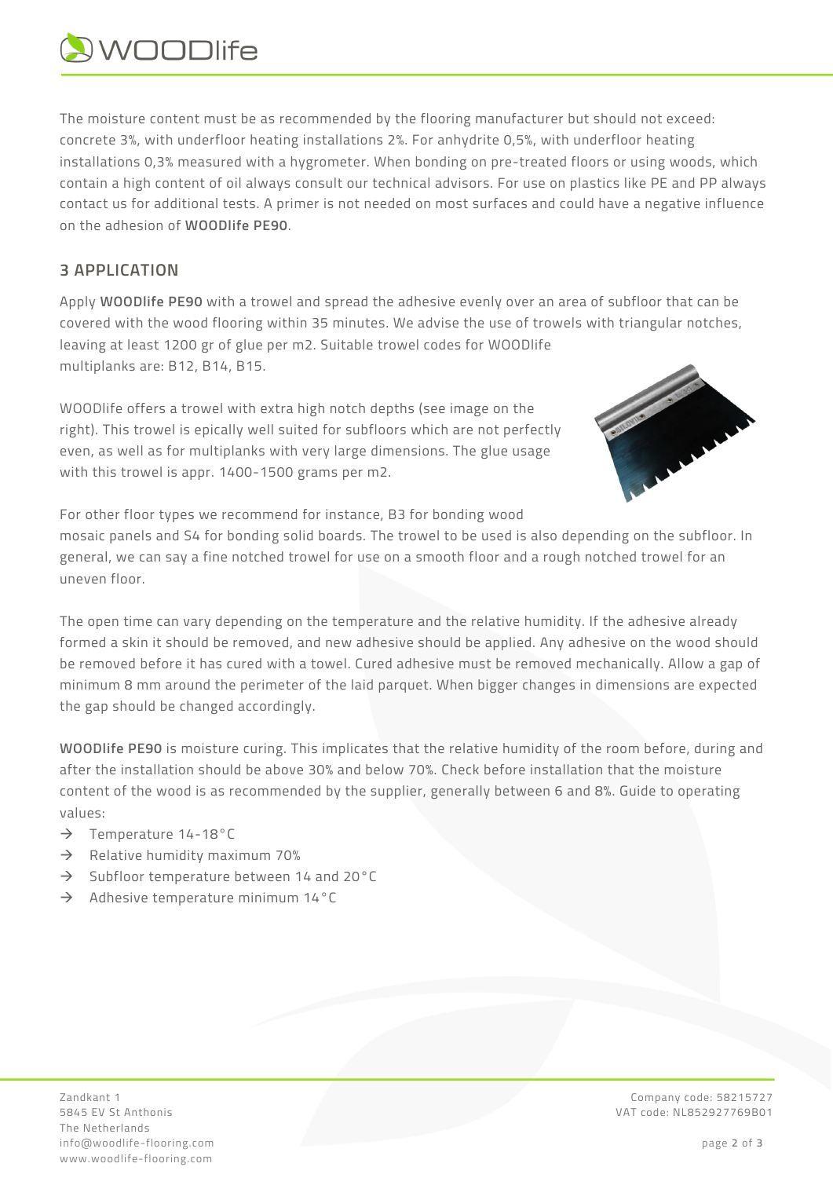The moisture content must be as recommended by the flooring manufacturer but should not exceed: concrete 3%, with underfloor heating installations 2%. For anhydrite 0,5%, with underfloor heating installations 0,3% measured with a hygrometer. When bonding on pre-treated floors or using woods, which contain a high content of oil always consult our technical advisors. For use on plastics like PE and PP always contact us for additional tests. A primer is not needed on most surfaces and could have a negative influence on the adhesion of **WOODlife PE90**.

## 3 APPLICATION

Apply **WOODlife PE90** with a trowel and spread the adhesive evenly over an area of subfloor that can be covered with the wood flooring within 35 minutes. We advise the use of trowels with triangular notches, leaving at least 1200 gr of glue per m2. Suitable trowel codes for WOODlife multiplanks are: B12, B14, B15.

WOODlife offers a trowel with extra high notch depths (see image on the right). This trowel is epically well suited for subfloors which are not perfectly even, as well as for multiplanks with very large dimensions. The glue usage with this trowel is appr. 1400-1500 grams per m2.

For other floor types we recommend for instance, B3 for bonding wood mosaic panels and S4 for bonding solid boards. The trowel to be used is also depending on the subfloor. In general, we can say a fine notched trowel for use on a smooth floor and a rough notched trowel for an uneven floor.

The open time can vary depending on the temperature and the relative humidity. If the adhesive already formed a skin it should be removed, and new adhesive should be applied. Any adhesive on the wood should be removed before it has cured with a towel. Cured adhesive must be removed mechanically. Allow a gap of minimum 8 mm around the perimeter of the laid parquet. When bigger changes in dimensions are expected the gap should be changed accordingly.

**WOODlife PE90** is moisture curing. This implicates that the relative humidity of the room before, during and after the installation should be above 30% and below 70%. Check before installation that the moisture content of the wood is as recommended by the supplier, generally between 6 and 8%. Guide to operating values:

- → Temperature 14-18°C
- → Relative humidity maximum 70%
- → Subfloor temperature between 14 and 20°C
- → Adhesive temperature minimum 14°C

Zandkant 1
5845 EV St Anthonis
The Netherlands
info@woodlife-flooring.com
www.woodlife-flooring.com

Company code: 58215727
VAT code: NL852927769B01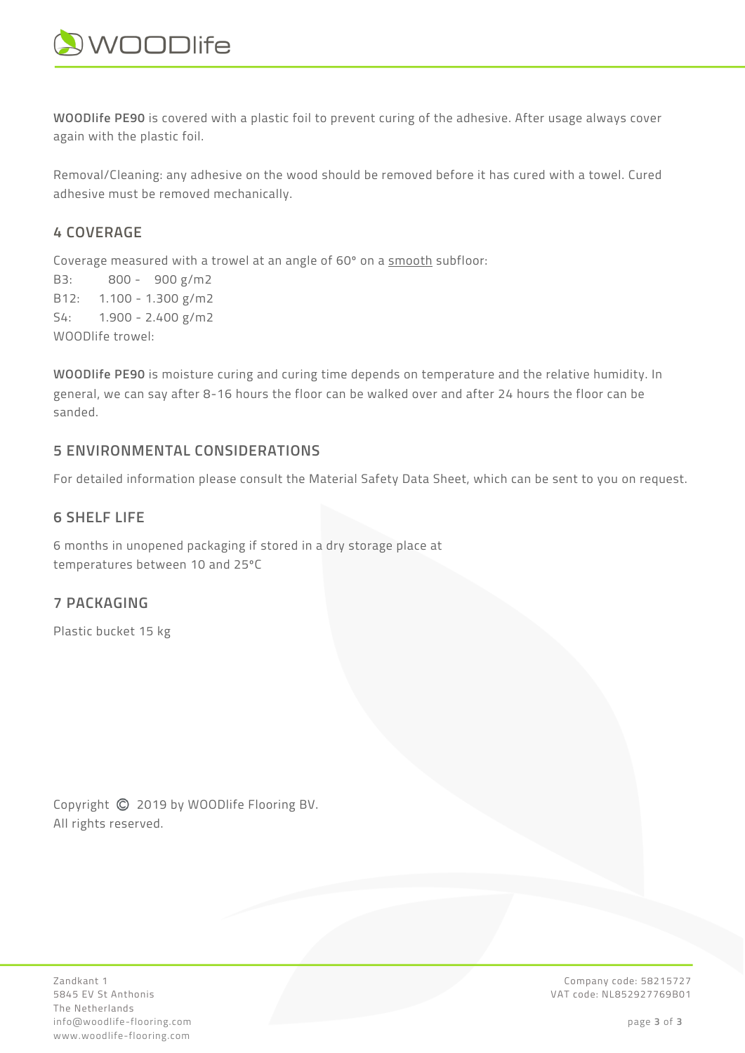**WOODlife PE90** is covered with a plastic foil to prevent curing of the adhesive. After usage always cover again with the plastic foil.

Removal/Cleaning: any adhesive on the wood should be removed before it has cured with a towel. Cured adhesive must be removed mechanically.

## 4 COVERAGE

Coverage measured with a trowel at an angle of 60° on a smooth subfloor:

B3: 800 - 900 g/m2
B12: 1.100 - 1.300 g/m2
S4: 1.900 - 2.400 g/m2
WOODlife trowel:

**WOODlife PE90** is moisture curing and curing time depends on temperature and the relative humidity. In general, we can say after 8-16 hours the floor can be walked over and after 24 hours the floor can be sanded.

## 5 ENVIRONMENTAL CONSIDERATIONS

For detailed information please consult the Material Safety Data Sheet, which can be sent to you on request.

## 6 SHELF LIFE

6 months in unopened packaging if stored in a dry storage place at temperatures between 10 and 25°C

## 7 PACKAGING

Plastic bucket 15 kg

Copyright © 2019 by WOODlife Flooring BV.
All rights reserved.

Zandkant 1
5845 EV St Anthonis
The Netherlands
info@woodlife-flooring.com
www.woodlife-flooring.com

Company code: 58215727
VAT code: NL852927769B01